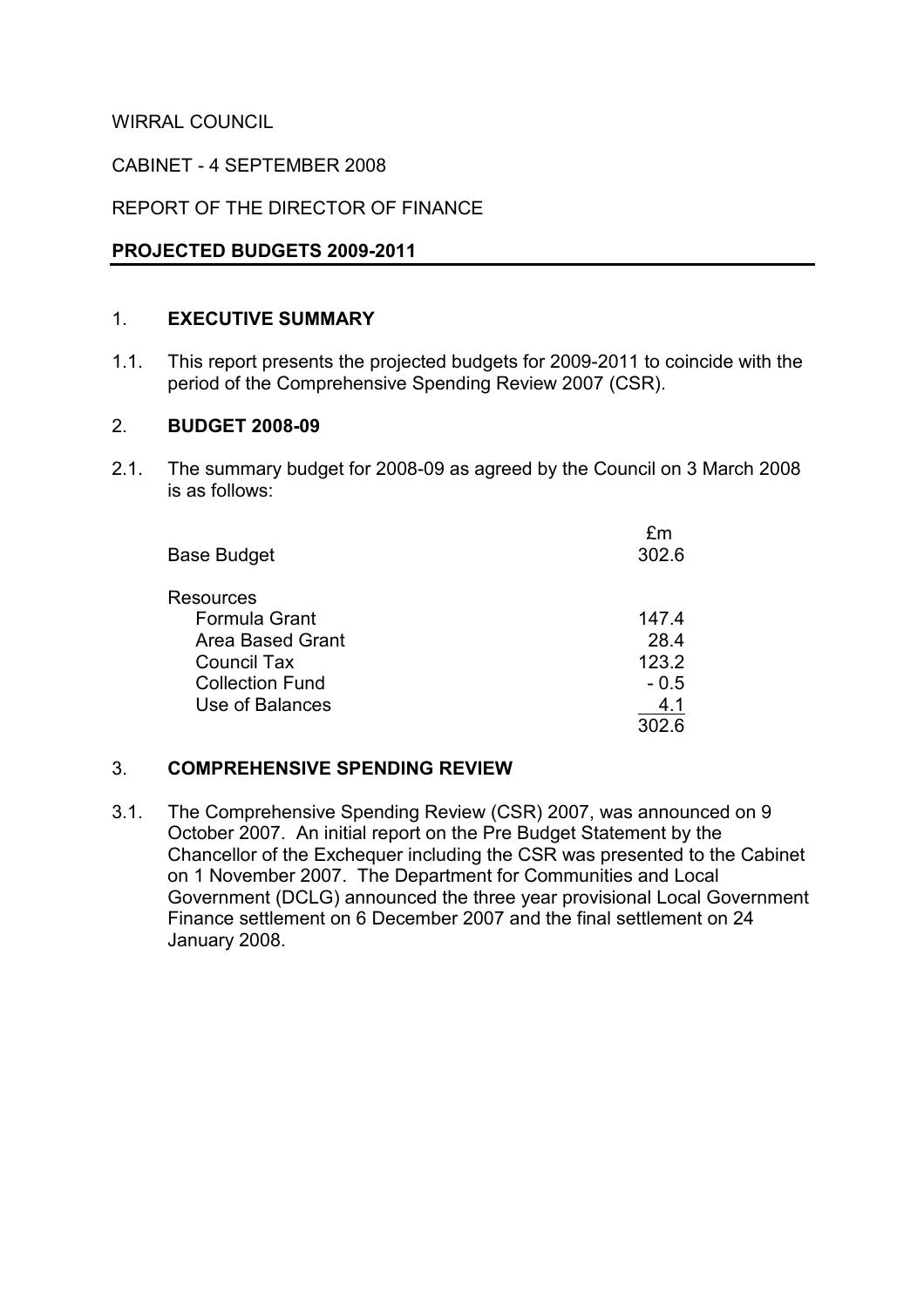WIRRAL COUNCIL

CABINET - 4 SEPTEMBER 2008

REPORT OF THE DIRECTOR OF FINANCE

**PROJECTED BUDGETS 2009-2011**

## 1. EXECUTIVE SUMMARY

1.1. This report presents the projected budgets for 2009-2011 to coincide with the period of the Comprehensive Spending Review 2007 (CSR).

## 2. BUDGET 2008-09

2.1. The summary budget for 2008-09 as agreed by the Council on 3 March 2008 is as follows:

| | £m |
|---|---|
| Base Budget | 302.6 |
| Resources | |
| Formula Grant | 147.4 |
| Area Based Grant | 28.4 |
| Council Tax | 123.2 |
| Collection Fund | - 0.5 |
| Use of Balances | 4.1 |
| | 302.6 |

## 3. COMPREHENSIVE SPENDING REVIEW

3.1. The Comprehensive Spending Review (CSR) 2007, was announced on 9 October 2007. An initial report on the Pre Budget Statement by the Chancellor of the Exchequer including the CSR was presented to the Cabinet on 1 November 2007. The Department for Communities and Local Government (DCLG) announced the three year provisional Local Government Finance settlement on 6 December 2007 and the final settlement on 24 January 2008.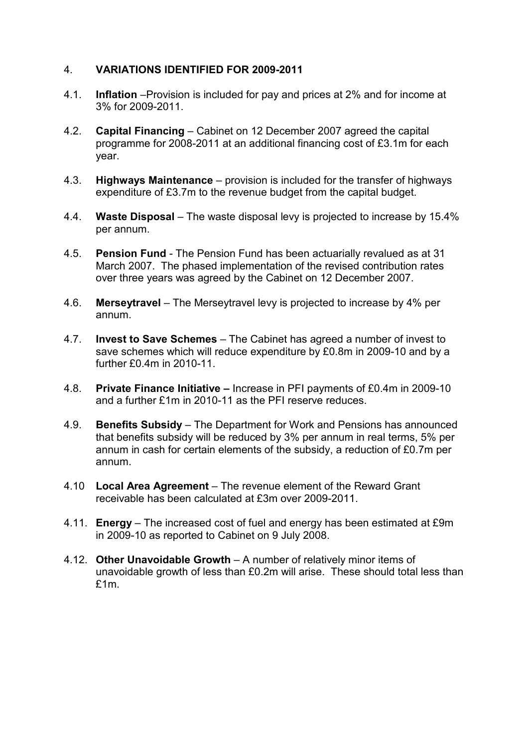## 4. VARIATIONS IDENTIFIED FOR 2009-2011

4.1. **Inflation** –Provision is included for pay and prices at 2% and for income at 3% for 2009-2011.

4.2. **Capital Financing** – Cabinet on 12 December 2007 agreed the capital programme for 2008-2011 at an additional financing cost of £3.1m for each year.

4.3. **Highways Maintenance** – provision is included for the transfer of highways expenditure of £3.7m to the revenue budget from the capital budget.

4.4. **Waste Disposal** – The waste disposal levy is projected to increase by 15.4% per annum.

4.5. **Pension Fund** - The Pension Fund has been actuarially revalued as at 31 March 2007. The phased implementation of the revised contribution rates over three years was agreed by the Cabinet on 12 December 2007.

4.6. **Merseytravel** – The Merseytravel levy is projected to increase by 4% per annum.

4.7. **Invest to Save Schemes** – The Cabinet has agreed a number of invest to save schemes which will reduce expenditure by £0.8m in 2009-10 and by a further £0.4m in 2010-11.

4.8. **Private Finance Initiative –** Increase in PFI payments of £0.4m in 2009-10 and a further £1m in 2010-11 as the PFI reserve reduces.

4.9. **Benefits Subsidy** – The Department for Work and Pensions has announced that benefits subsidy will be reduced by 3% per annum in real terms, 5% per annum in cash for certain elements of the subsidy, a reduction of £0.7m per annum.

4.10 **Local Area Agreement** – The revenue element of the Reward Grant receivable has been calculated at £3m over 2009-2011.

4.11. **Energy** – The increased cost of fuel and energy has been estimated at £9m in 2009-10 as reported to Cabinet on 9 July 2008.

4.12. **Other Unavoidable Growth** – A number of relatively minor items of unavoidable growth of less than £0.2m will arise. These should total less than £1m.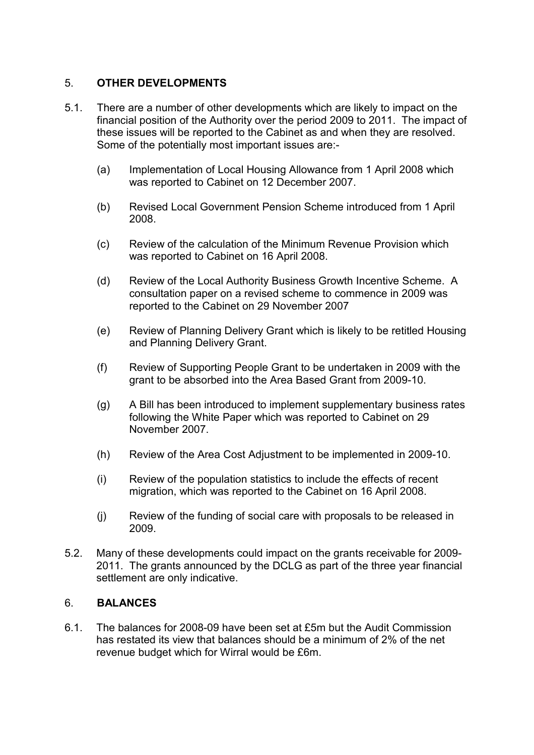## 5. OTHER DEVELOPMENTS

5.1. There are a number of other developments which are likely to impact on the financial position of the Authority over the period 2009 to 2011. The impact of these issues will be reported to the Cabinet as and when they are resolved. Some of the potentially most important issues are:-

(a) Implementation of Local Housing Allowance from 1 April 2008 which was reported to Cabinet on 12 December 2007.

(b) Revised Local Government Pension Scheme introduced from 1 April 2008.

(c) Review of the calculation of the Minimum Revenue Provision which was reported to Cabinet on 16 April 2008.

(d) Review of the Local Authority Business Growth Incentive Scheme. A consultation paper on a revised scheme to commence in 2009 was reported to the Cabinet on 29 November 2007

(e) Review of Planning Delivery Grant which is likely to be retitled Housing and Planning Delivery Grant.

(f) Review of Supporting People Grant to be undertaken in 2009 with the grant to be absorbed into the Area Based Grant from 2009-10.

(g) A Bill has been introduced to implement supplementary business rates following the White Paper which was reported to Cabinet on 29 November 2007.

(h) Review of the Area Cost Adjustment to be implemented in 2009-10.

(i) Review of the population statistics to include the effects of recent migration, which was reported to the Cabinet on 16 April 2008.

(j) Review of the funding of social care with proposals to be released in 2009.

5.2. Many of these developments could impact on the grants receivable for 2009-2011. The grants announced by the DCLG as part of the three year financial settlement are only indicative.

## 6. BALANCES

6.1. The balances for 2008-09 have been set at £5m but the Audit Commission has restated its view that balances should be a minimum of 2% of the net revenue budget which for Wirral would be £6m.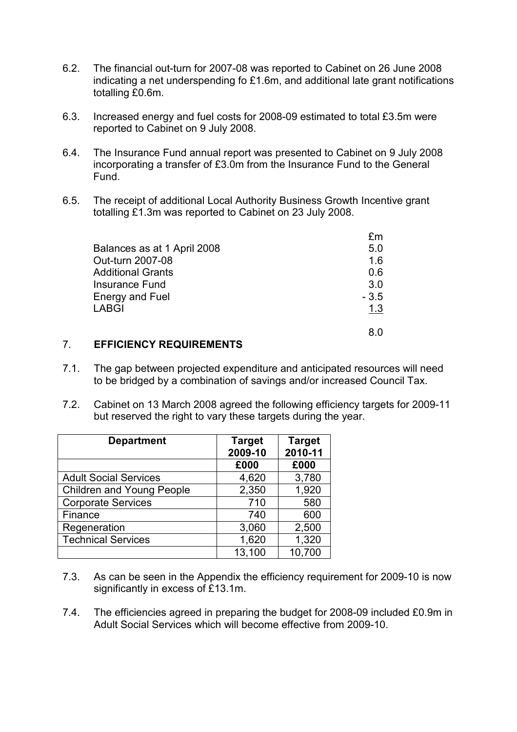6.2. The financial out-turn for 2007-08 was reported to Cabinet on 26 June 2008 indicating a net underspending fo £1.6m, and additional late grant notifications totalling £0.6m.

6.3. Increased energy and fuel costs for 2008-09 estimated to total £3.5m were reported to Cabinet on 9 July 2008.

6.4. The Insurance Fund annual report was presented to Cabinet on 9 July 2008 incorporating a transfer of £3.0m from the Insurance Fund to the General Fund.

6.5. The receipt of additional Local Authority Business Growth Incentive grant totalling £1.3m was reported to Cabinet on 23 July 2008.

| | £m |
|---|---|
| Balances as at 1 April 2008 | 5.0 |
| Out-turn 2007-08 | 1.6 |
| Additional Grants | 0.6 |
| Insurance Fund | 3.0 |
| Energy and Fuel | - 3.5 |
| LABGI | 1.3 |
| | 8.0 |

## 7. EFFICIENCY REQUIREMENTS

7.1. The gap between projected expenditure and anticipated resources will need to be bridged by a combination of savings and/or increased Council Tax.

7.2. Cabinet on 13 March 2008 agreed the following efficiency targets for 2009-11 but reserved the right to vary these targets during the year.

| Department | Target 2009-10 | Target 2010-11 |
|---|---|---|
| | £000 | £000 |
| Adult Social Services | 4,620 | 3,780 |
| Children and Young People | 2,350 | 1,920 |
| Corporate Services | 710 | 580 |
| Finance | 740 | 600 |
| Regeneration | 3,060 | 2,500 |
| Technical Services | 1,620 | 1,320 |
| | 13,100 | 10,700 |

7.3. As can be seen in the Appendix the efficiency requirement for 2009-10 is now significantly in excess of £13.1m.

7.4. The efficiencies agreed in preparing the budget for 2008-09 included £0.9m in Adult Social Services which will become effective from 2009-10.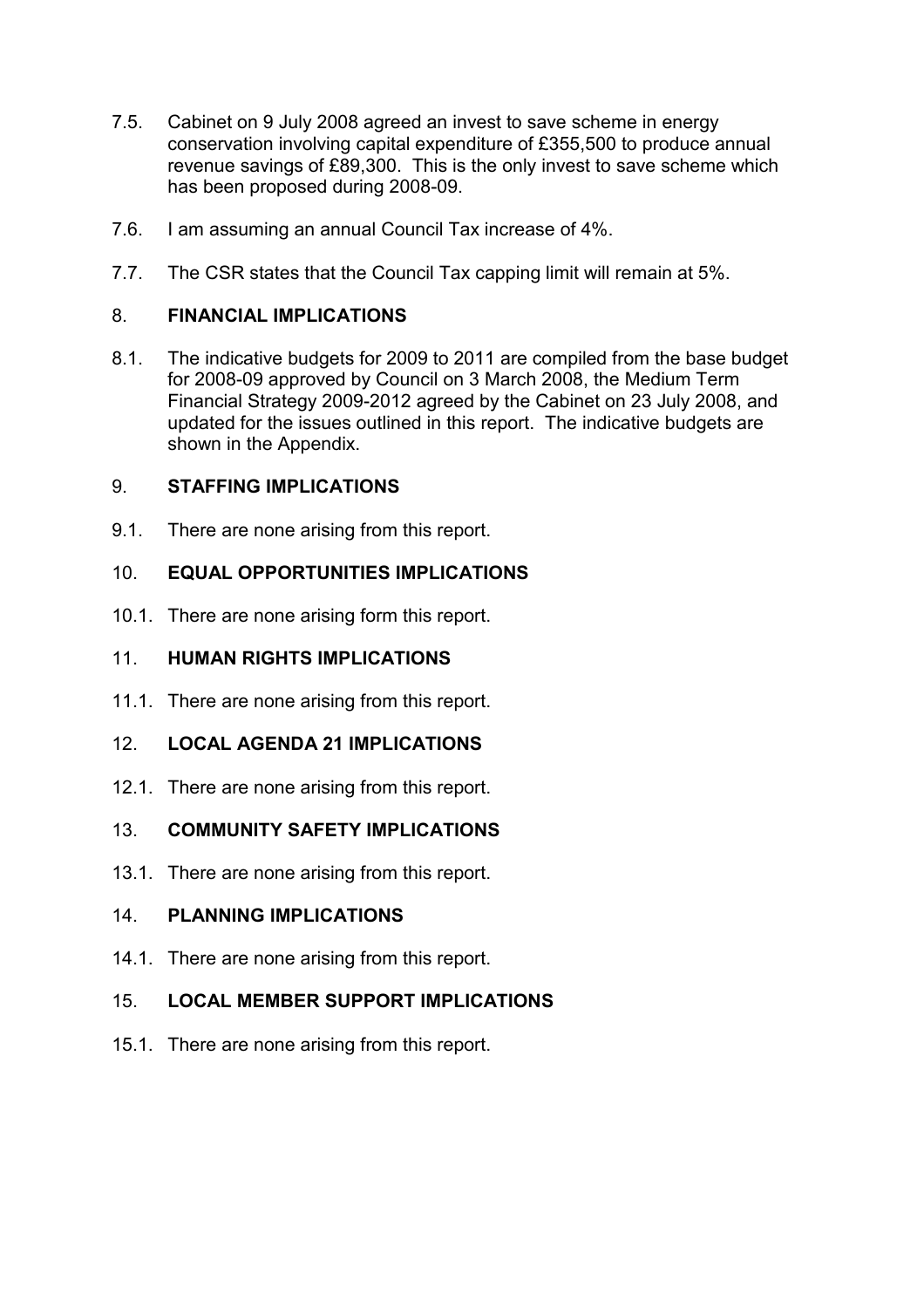7.5. Cabinet on 9 July 2008 agreed an invest to save scheme in energy conservation involving capital expenditure of £355,500 to produce annual revenue savings of £89,300. This is the only invest to save scheme which has been proposed during 2008-09.

7.6. I am assuming an annual Council Tax increase of 4%.

7.7. The CSR states that the Council Tax capping limit will remain at 5%.

## 8. **FINANCIAL IMPLICATIONS**

8.1. The indicative budgets for 2009 to 2011 are compiled from the base budget for 2008-09 approved by Council on 3 March 2008, the Medium Term Financial Strategy 2009-2012 agreed by the Cabinet on 23 July 2008, and updated for the issues outlined in this report. The indicative budgets are shown in the Appendix.

## 9. **STAFFING IMPLICATIONS**

9.1. There are none arising from this report.

## 10. **EQUAL OPPORTUNITIES IMPLICATIONS**

10.1. There are none arising form this report.

## 11. **HUMAN RIGHTS IMPLICATIONS**

11.1. There are none arising from this report.

## 12. **LOCAL AGENDA 21 IMPLICATIONS**

12.1. There are none arising from this report.

## 13. **COMMUNITY SAFETY IMPLICATIONS**

13.1. There are none arising from this report.

## 14. **PLANNING IMPLICATIONS**

14.1. There are none arising from this report.

## 15. **LOCAL MEMBER SUPPORT IMPLICATIONS**

15.1. There are none arising from this report.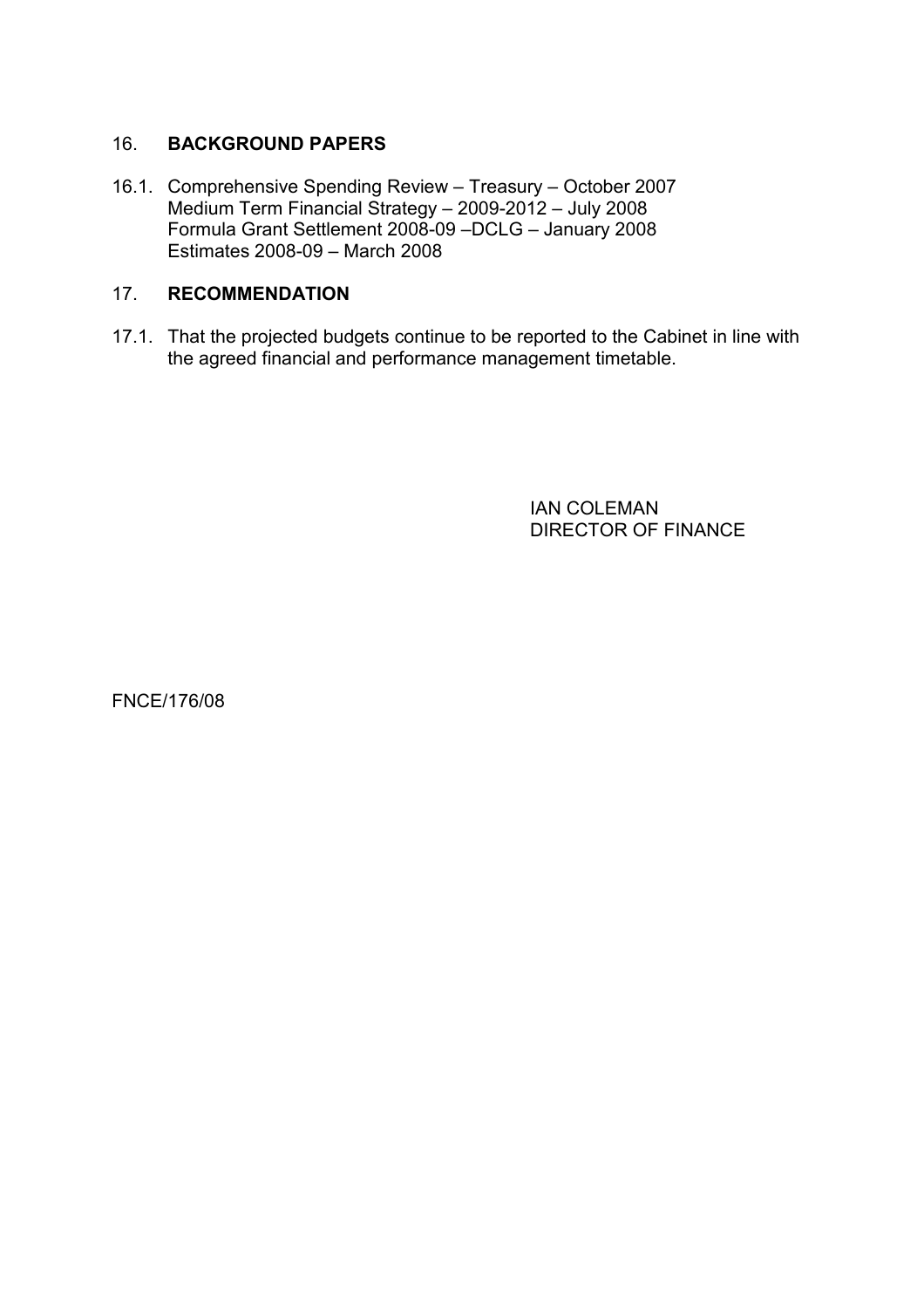## 16. **BACKGROUND PAPERS**

16.1. Comprehensive Spending Review – Treasury – October 2007
Medium Term Financial Strategy – 2009-2012 – July 2008
Formula Grant Settlement 2008-09 –DCLG – January 2008
Estimates 2008-09 – March 2008

## 17. **RECOMMENDATION**

17.1. That the projected budgets continue to be reported to the Cabinet in line with the agreed financial and performance management timetable.

IAN COLEMAN
DIRECTOR OF FINANCE

FNCE/176/08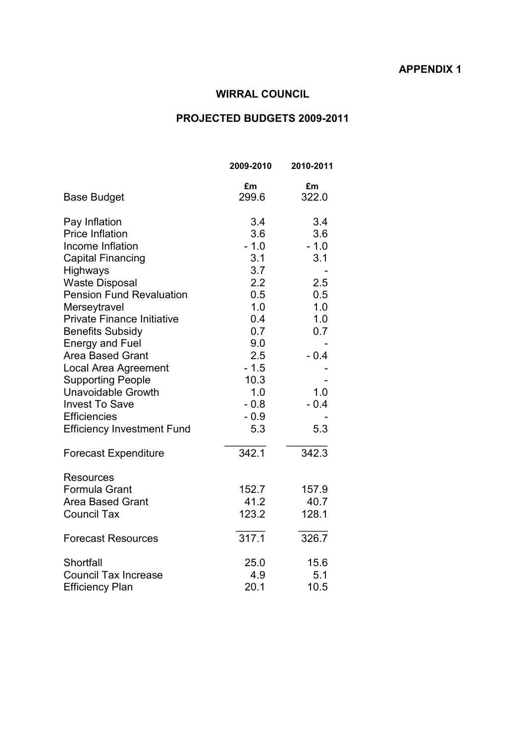**APPENDIX 1**

# WIRRAL COUNCIL

## PROJECTED BUDGETS 2009-2011

| | 2009-2010 | 2010-2011 |
|---|---|---|
| | £m | £m |
| Base Budget | 299.6 | 322.0 |
| Pay Inflation | 3.4 | 3.4 |
| Price Inflation | 3.6 | 3.6 |
| Income Inflation | - 1.0 | - 1.0 |
| Capital Financing | 3.1 | 3.1 |
| Highways | 3.7 | - |
| Waste Disposal | 2.2 | 2.5 |
| Pension Fund Revaluation | 0.5 | 0.5 |
| Merseytravel | 1.0 | 1.0 |
| Private Finance Initiative | 0.4 | 1.0 |
| Benefits Subsidy | 0.7 | 0.7 |
| Energy and Fuel | 9.0 | - |
| Area Based Grant | 2.5 | - 0.4 |
| Local Area Agreement | - 1.5 | - |
| Supporting People | 10.3 | - |
| Unavoidable Growth | 1.0 | 1.0 |
| Invest To Save | - 0.8 | - 0.4 |
| Efficiencies | - 0.9 | - |
| Efficiency Investment Fund | 5.3 | 5.3 |
| Forecast Expenditure | 342.1 | 342.3 |
| Resources | | |
| Formula Grant | 152.7 | 157.9 |
| Area Based Grant | 41.2 | 40.7 |
| Council Tax | 123.2 | 128.1 |
| Forecast Resources | 317.1 | 326.7 |
| Shortfall | 25.0 | 15.6 |
| Council Tax Increase | 4.9 | 5.1 |
| Efficiency Plan | 20.1 | 10.5 |